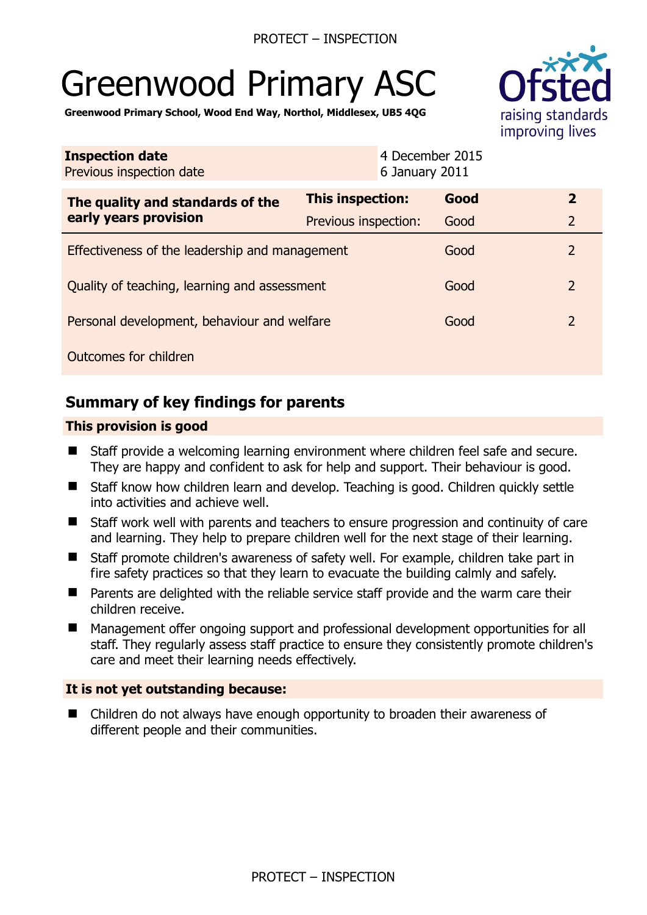# Greenwood Primary ASC

**Greenwood Primary School, Wood End Way, Northol, Middlesex, UB5 4QG**

| **Inspection date** | 4 December 2015 |
|---|---|
| Previous inspection date | 6 January 2011 |

| **The quality and standards of the early years provision** | **This inspection:** | **Good** | **2** |
|---|---|---|---|
| | Previous inspection: | Good | 2 |
| Effectiveness of the leadership and management | | Good | 2 |
| Quality of teaching, learning and assessment | | Good | 2 |
| Personal development, behaviour and welfare | | Good | 2 |
| Outcomes for children | | | |

## Summary of key findings for parents

### This provision is good

- Staff provide a welcoming learning environment where children feel safe and secure. They are happy and confident to ask for help and support. Their behaviour is good.
- Staff know how children learn and develop. Teaching is good. Children quickly settle into activities and achieve well.
- Staff work well with parents and teachers to ensure progression and continuity of care and learning. They help to prepare children well for the next stage of their learning.
- Staff promote children's awareness of safety well. For example, children take part in fire safety practices so that they learn to evacuate the building calmly and safely.
- Parents are delighted with the reliable service staff provide and the warm care their children receive.
- Management offer ongoing support and professional development opportunities for all staff. They regularly assess staff practice to ensure they consistently promote children's care and meet their learning needs effectively.

### It is not yet outstanding because:

- Children do not always have enough opportunity to broaden their awareness of different people and their communities.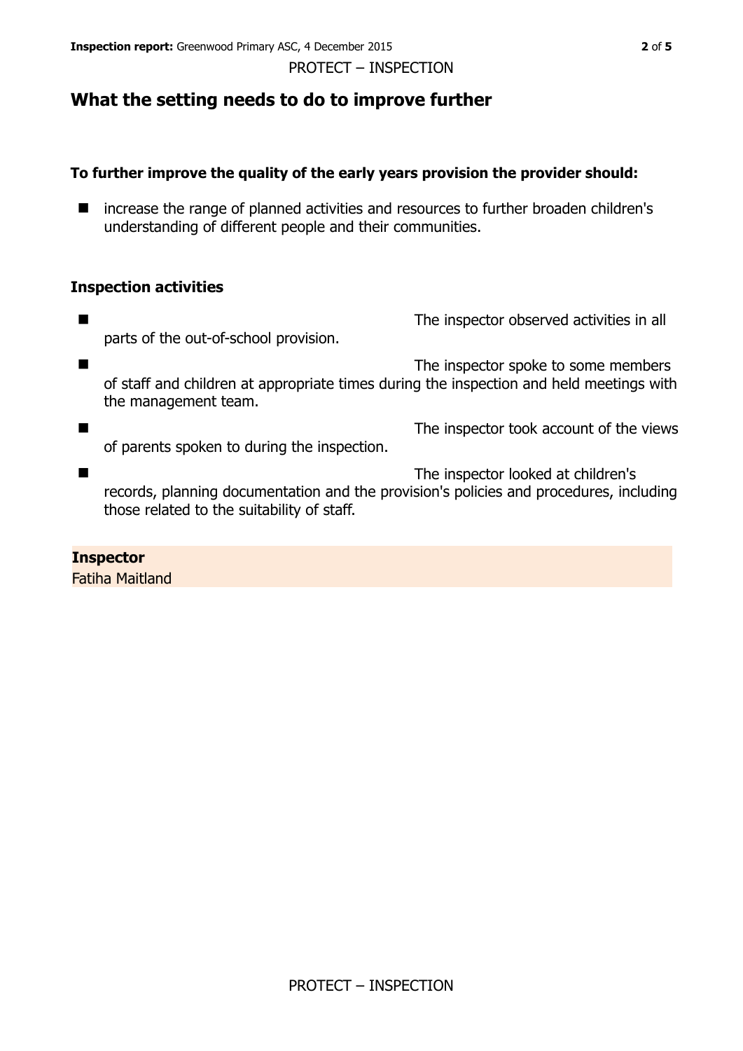## What the setting needs to do to improve further

**To further improve the quality of the early years provision the provider should:**

- increase the range of planned activities and resources to further broaden children's understanding of different people and their communities.

### Inspection activities

- The inspector observed activities in all parts of the out-of-school provision.
- The inspector spoke to some members of staff and children at appropriate times during the inspection and held meetings with the management team.
- The inspector took account of the views of parents spoken to during the inspection.
- The inspector looked at children's records, planning documentation and the provision's policies and procedures, including those related to the suitability of staff.

**Inspector**
Fatiha Maitland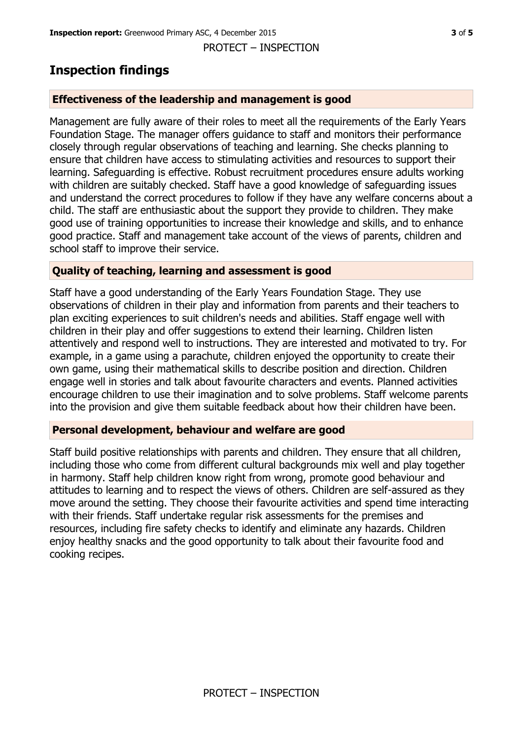## Inspection findings

### Effectiveness of the leadership and management is good

Management are fully aware of their roles to meet all the requirements of the Early Years Foundation Stage. The manager offers guidance to staff and monitors their performance closely through regular observations of teaching and learning. She checks planning to ensure that children have access to stimulating activities and resources to support their learning. Safeguarding is effective. Robust recruitment procedures ensure adults working with children are suitably checked. Staff have a good knowledge of safeguarding issues and understand the correct procedures to follow if they have any welfare concerns about a child. The staff are enthusiastic about the support they provide to children. They make good use of training opportunities to increase their knowledge and skills, and to enhance good practice. Staff and management take account of the views of parents, children and school staff to improve their service.

### Quality of teaching, learning and assessment is good

Staff have a good understanding of the Early Years Foundation Stage. They use observations of children in their play and information from parents and their teachers to plan exciting experiences to suit children's needs and abilities. Staff engage well with children in their play and offer suggestions to extend their learning. Children listen attentively and respond well to instructions. They are interested and motivated to try. For example, in a game using a parachute, children enjoyed the opportunity to create their own game, using their mathematical skills to describe position and direction. Children engage well in stories and talk about favourite characters and events. Planned activities encourage children to use their imagination and to solve problems. Staff welcome parents into the provision and give them suitable feedback about how their children have been.

### Personal development, behaviour and welfare are good

Staff build positive relationships with parents and children. They ensure that all children, including those who come from different cultural backgrounds mix well and play together in harmony. Staff help children know right from wrong, promote good behaviour and attitudes to learning and to respect the views of others. Children are self-assured as they move around the setting. They choose their favourite activities and spend time interacting with their friends. Staff undertake regular risk assessments for the premises and resources, including fire safety checks to identify and eliminate any hazards. Children enjoy healthy snacks and the good opportunity to talk about their favourite food and cooking recipes.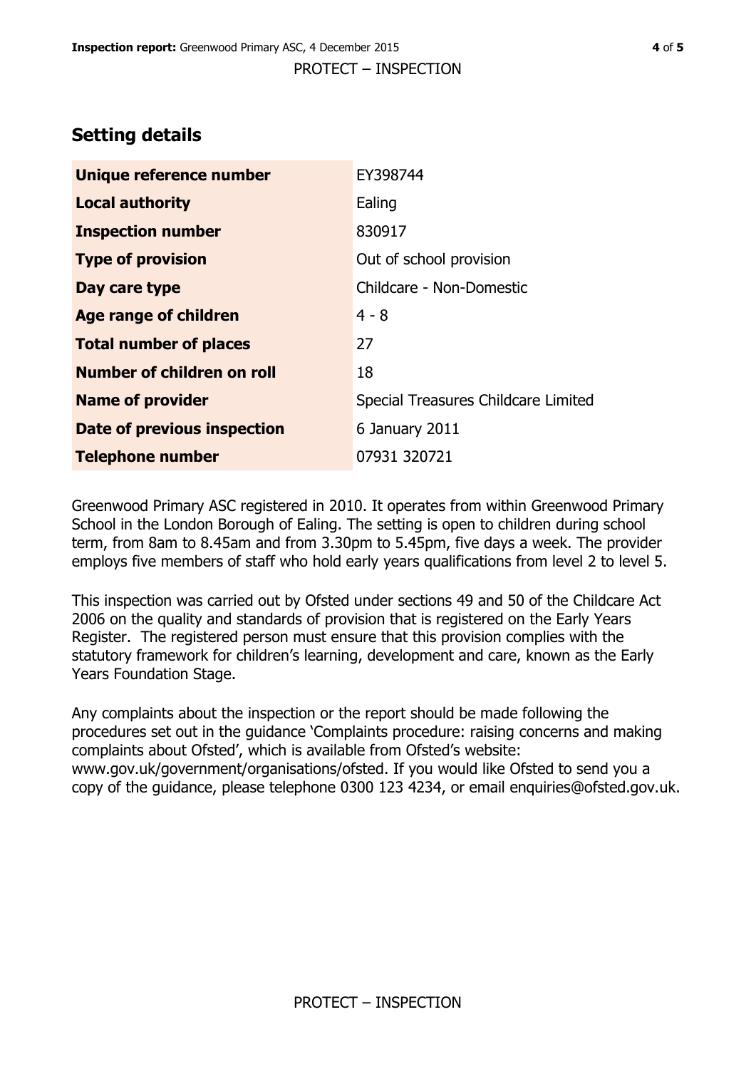## Setting details

| | |
|---|---|
| **Unique reference number** | EY398744 |
| **Local authority** | Ealing |
| **Inspection number** | 830917 |
| **Type of provision** | Out of school provision |
| **Day care type** | Childcare - Non-Domestic |
| **Age range of children** | 4 - 8 |
| **Total number of places** | 27 |
| **Number of children on roll** | 18 |
| **Name of provider** | Special Treasures Childcare Limited |
| **Date of previous inspection** | 6 January 2011 |
| **Telephone number** | 07931 320721 |

Greenwood Primary ASC registered in 2010. It operates from within Greenwood Primary School in the London Borough of Ealing. The setting is open to children during school term, from 8am to 8.45am and from 3.30pm to 5.45pm, five days a week. The provider employs five members of staff who hold early years qualifications from level 2 to level 5.

This inspection was carried out by Ofsted under sections 49 and 50 of the Childcare Act 2006 on the quality and standards of provision that is registered on the Early Years Register. The registered person must ensure that this provision complies with the statutory framework for children's learning, development and care, known as the Early Years Foundation Stage.

Any complaints about the inspection or the report should be made following the procedures set out in the guidance 'Complaints procedure: raising concerns and making complaints about Ofsted', which is available from Ofsted's website: www.gov.uk/government/organisations/ofsted. If you would like Ofsted to send you a copy of the guidance, please telephone 0300 123 4234, or email enquiries@ofsted.gov.uk.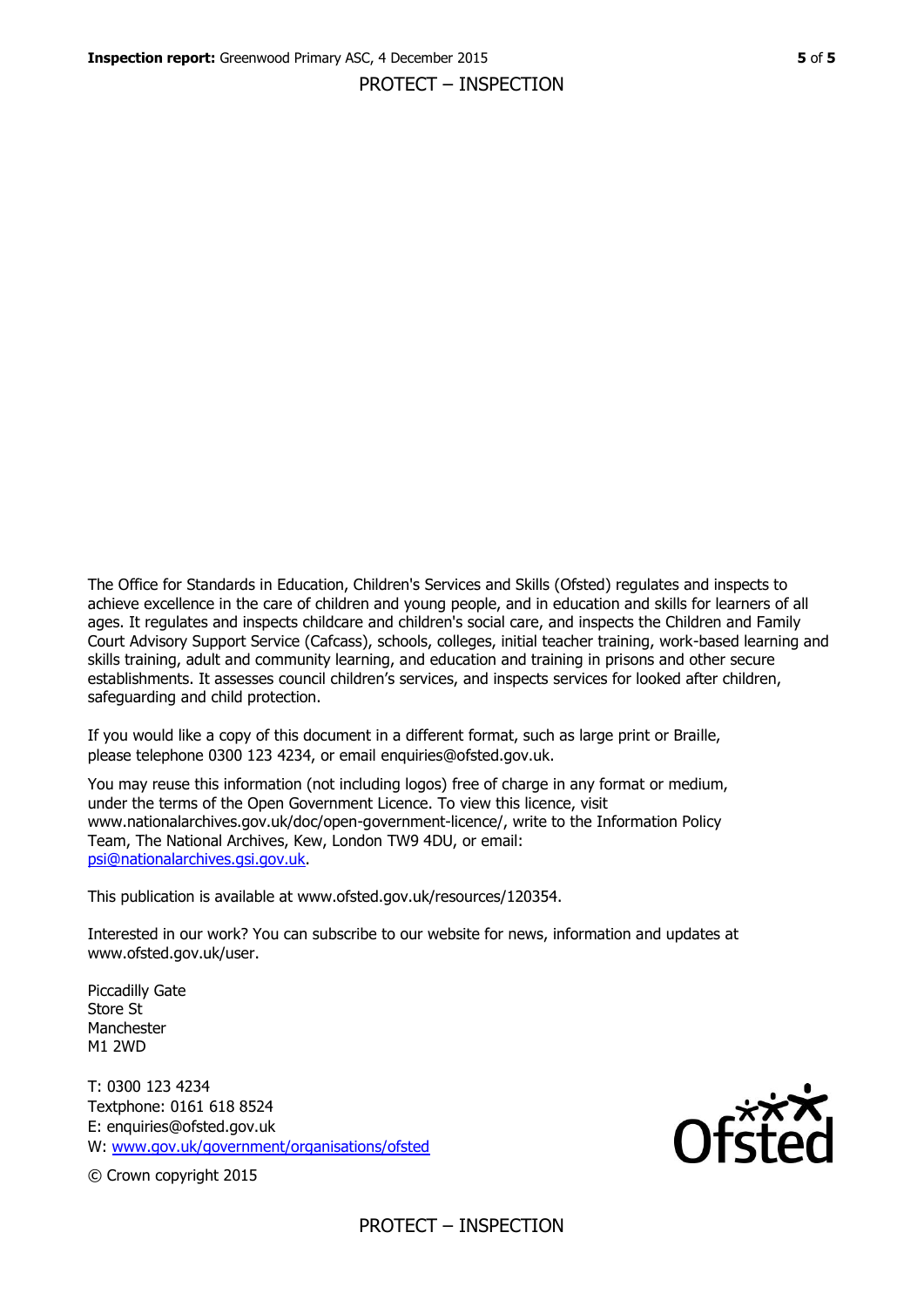The Office for Standards in Education, Children's Services and Skills (Ofsted) regulates and inspects to achieve excellence in the care of children and young people, and in education and skills for learners of all ages. It regulates and inspects childcare and children's social care, and inspects the Children and Family Court Advisory Support Service (Cafcass), schools, colleges, initial teacher training, work-based learning and skills training, adult and community learning, and education and training in prisons and other secure establishments. It assesses council children's services, and inspects services for looked after children, safeguarding and child protection.

If you would like a copy of this document in a different format, such as large print or Braille, please telephone 0300 123 4234, or email enquiries@ofsted.gov.uk.

You may reuse this information (not including logos) free of charge in any format or medium, under the terms of the Open Government Licence. To view this licence, visit www.nationalarchives.gov.uk/doc/open-government-licence/, write to the Information Policy Team, The National Archives, Kew, London TW9 4DU, or email: psi@nationalarchives.gsi.gov.uk.

This publication is available at www.ofsted.gov.uk/resources/120354.

Interested in our work? You can subscribe to our website for news, information and updates at www.ofsted.gov.uk/user.

Piccadilly Gate
Store St
Manchester
M1 2WD

T: 0300 123 4234
Textphone: 0161 618 8524
E: enquiries@ofsted.gov.uk
W: www.gov.uk/government/organisations/ofsted

© Crown copyright 2015